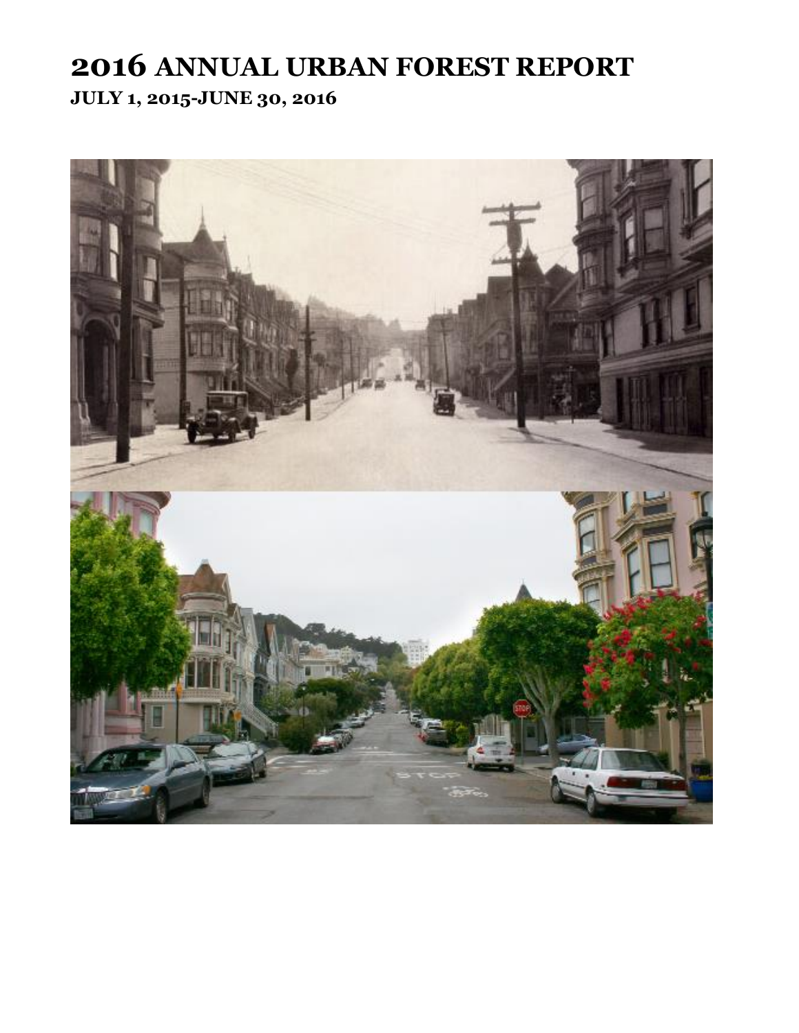# 2016 ANNUAL URBAN FOREST REPORT

## JULY 1, 2015-JUNE 30, 2016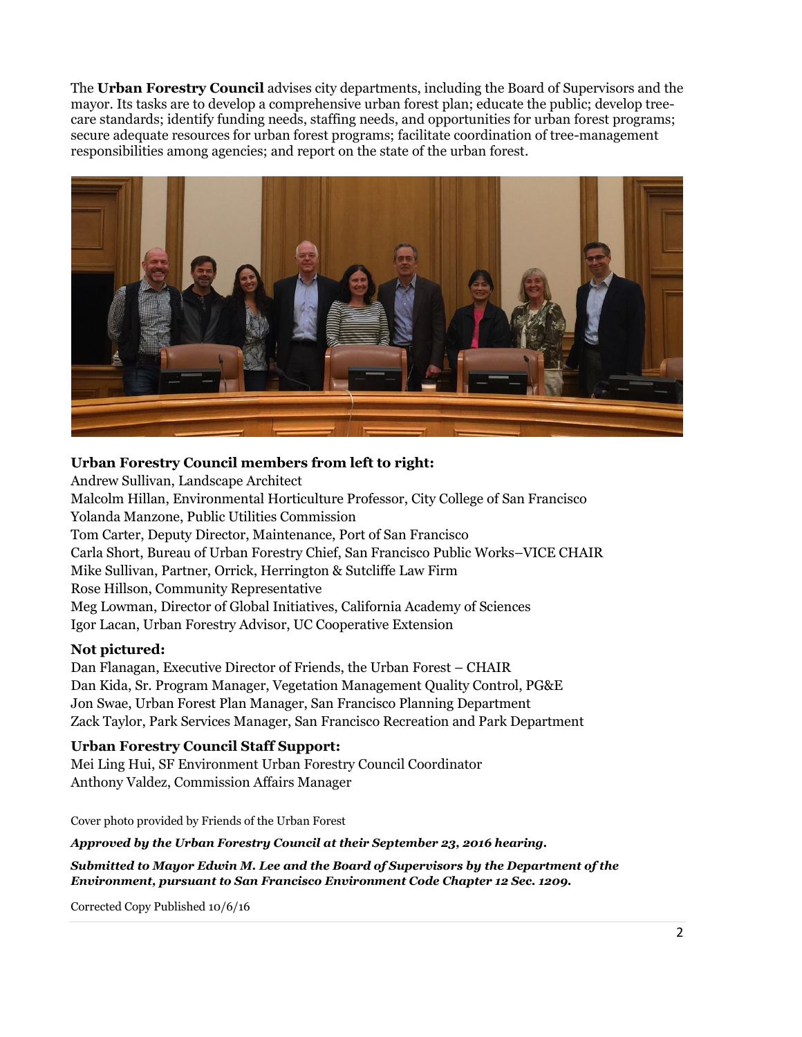The **Urban Forestry Council** advises city departments, including the Board of Supervisors and the mayor. Its tasks are to develop a comprehensive urban forest plan; educate the public; develop tree-care standards; identify funding needs, staffing needs, and opportunities for urban forest programs; secure adequate resources for urban forest programs; facilitate coordination of tree-management responsibilities among agencies; and report on the state of the urban forest.

**Urban Forestry Council members from left to right:**

Andrew Sullivan, Landscape Architect
Malcolm Hillan, Environmental Horticulture Professor, City College of San Francisco
Yolanda Manzone, Public Utilities Commission
Tom Carter, Deputy Director, Maintenance, Port of San Francisco
Carla Short, Bureau of Urban Forestry Chief, San Francisco Public Works–VICE CHAIR
Mike Sullivan, Partner, Orrick, Herrington & Sutcliffe Law Firm
Rose Hillson, Community Representative
Meg Lowman, Director of Global Initiatives, California Academy of Sciences
Igor Lacan, Urban Forestry Advisor, UC Cooperative Extension

**Not pictured:**

Dan Flanagan, Executive Director of Friends, the Urban Forest – CHAIR
Dan Kida, Sr. Program Manager, Vegetation Management Quality Control, PG&E
Jon Swae, Urban Forest Plan Manager, San Francisco Planning Department
Zack Taylor, Park Services Manager, San Francisco Recreation and Park Department

**Urban Forestry Council Staff Support:**

Mei Ling Hui, SF Environment Urban Forestry Council Coordinator
Anthony Valdez, Commission Affairs Manager

Cover photo provided by Friends of the Urban Forest

***Approved by the Urban Forestry Council at their September 23, 2016 hearing.***

***Submitted to Mayor Edwin M. Lee and the Board of Supervisors by the Department of the Environment, pursuant to San Francisco Environment Code Chapter 12 Sec. 1209.***

Corrected Copy Published 10/6/16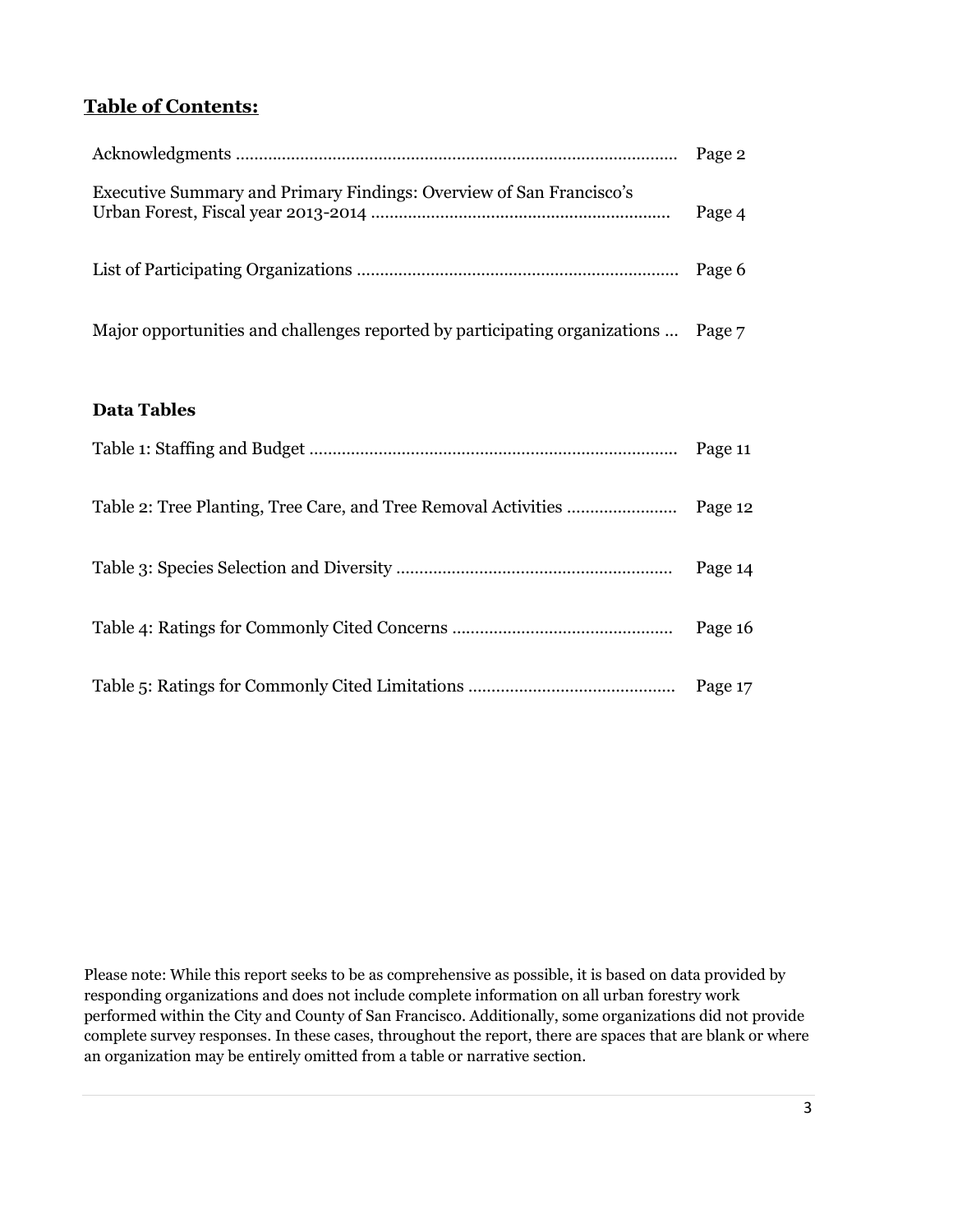## **Table of Contents:**

Acknowledgments ............................................................................................ Page 2

Executive Summary and Primary Findings: Overview of San Francisco's Urban Forest, Fiscal year 2013-2014 ................................................................ Page 4

List of Participating Organizations ..................................................................... Page 6

Major opportunities and challenges reported by participating organizations ... Page 7

### **Data Tables**

Table 1: Staffing and Budget ............................................................................... Page 11

Table 2: Tree Planting, Tree Care, and Tree Removal Activities ....................... Page 12

Table 3: Species Selection and Diversity ........................................................... Page 14

Table 4: Ratings for Commonly Cited Concerns ................................................ Page 16

Table 5: Ratings for Commonly Cited Limitations ............................................ Page 17

Please note: While this report seeks to be as comprehensive as possible, it is based on data provided by responding organizations and does not include complete information on all urban forestry work performed within the City and County of San Francisco. Additionally, some organizations did not provide complete survey responses. In these cases, throughout the report, there are spaces that are blank or where an organization may be entirely omitted from a table or narrative section.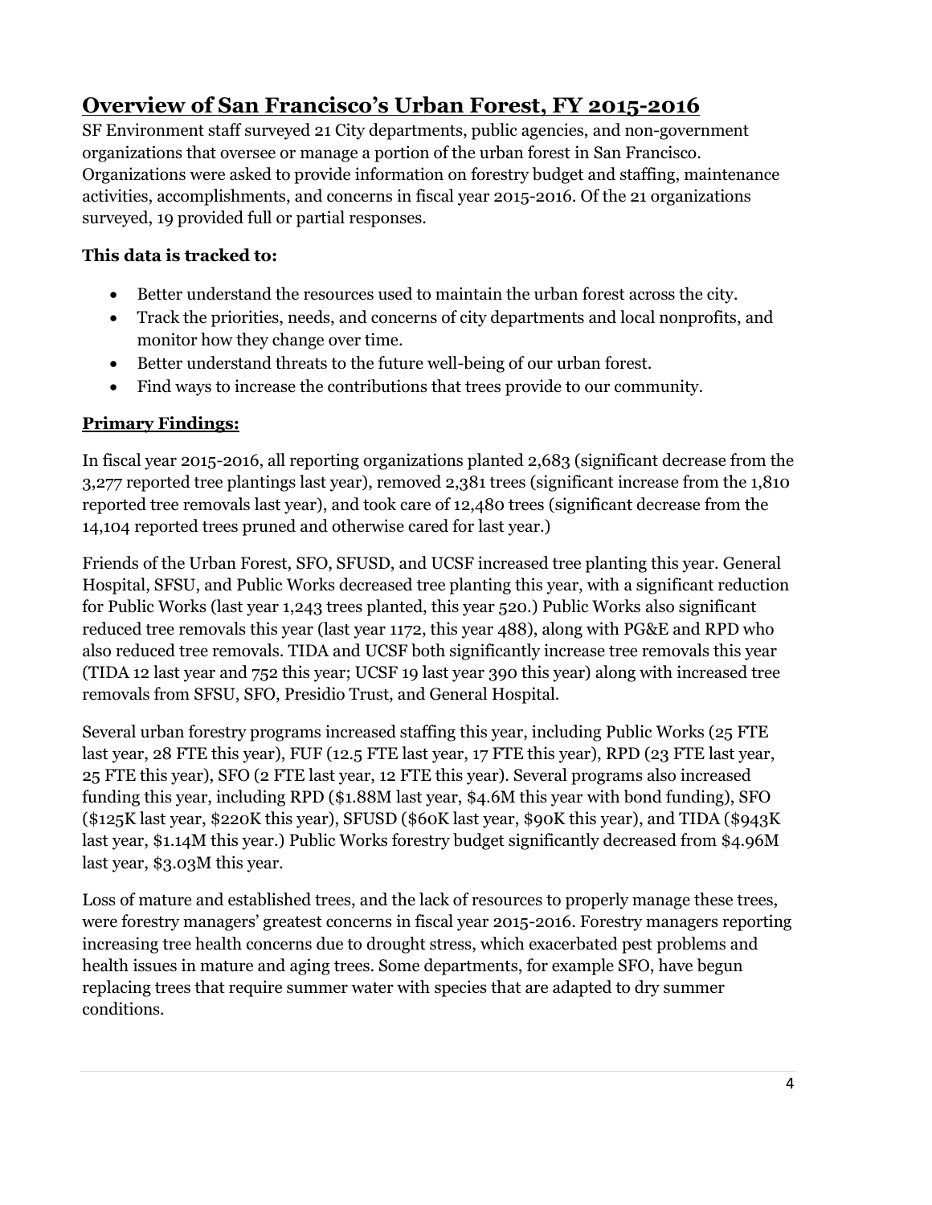# Overview of San Francisco's Urban Forest, FY 2015-2016

SF Environment staff surveyed 21 City departments, public agencies, and non-government organizations that oversee or manage a portion of the urban forest in San Francisco. Organizations were asked to provide information on forestry budget and staffing, maintenance activities, accomplishments, and concerns in fiscal year 2015-2016. Of the 21 organizations surveyed, 19 provided full or partial responses.

**This data is tracked to:**

- Better understand the resources used to maintain the urban forest across the city.
- Track the priorities, needs, and concerns of city departments and local nonprofits, and monitor how they change over time.
- Better understand threats to the future well-being of our urban forest.
- Find ways to increase the contributions that trees provide to our community.

## Primary Findings:

In fiscal year 2015-2016, all reporting organizations planted 2,683 (significant decrease from the 3,277 reported tree plantings last year), removed 2,381 trees (significant increase from the 1,810 reported tree removals last year), and took care of 12,480 trees (significant decrease from the 14,104 reported trees pruned and otherwise cared for last year.)

Friends of the Urban Forest, SFO, SFUSD, and UCSF increased tree planting this year. General Hospital, SFSU, and Public Works decreased tree planting this year, with a significant reduction for Public Works (last year 1,243 trees planted, this year 520.) Public Works also significant reduced tree removals this year (last year 1172, this year 488), along with PG&E and RPD who also reduced tree removals. TIDA and UCSF both significantly increase tree removals this year (TIDA 12 last year and 752 this year; UCSF 19 last year 390 this year) along with increased tree removals from SFSU, SFO, Presidio Trust, and General Hospital.

Several urban forestry programs increased staffing this year, including Public Works (25 FTE last year, 28 FTE this year), FUF (12.5 FTE last year, 17 FTE this year), RPD (23 FTE last year, 25 FTE this year), SFO (2 FTE last year, 12 FTE this year). Several programs also increased funding this year, including RPD ($1.88M last year, $4.6M this year with bond funding), SFO ($125K last year, $220K this year), SFUSD ($60K last year, $90K this year), and TIDA ($943K last year, $1.14M this year.) Public Works forestry budget significantly decreased from $4.96M last year, $3.03M this year.

Loss of mature and established trees, and the lack of resources to properly manage these trees, were forestry managers' greatest concerns in fiscal year 2015-2016. Forestry managers reporting increasing tree health concerns due to drought stress, which exacerbated pest problems and health issues in mature and aging trees. Some departments, for example SFO, have begun replacing trees that require summer water with species that are adapted to dry summer conditions.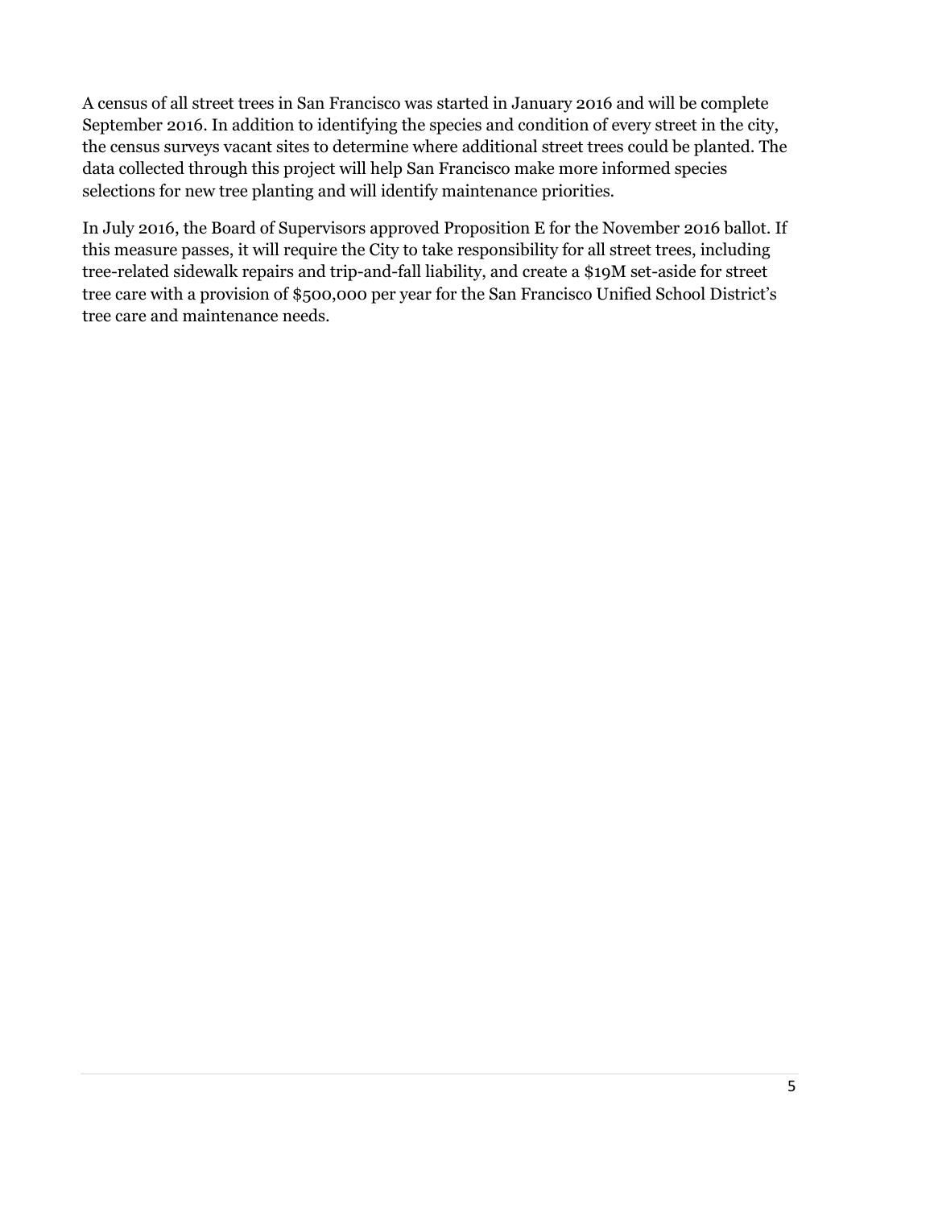A census of all street trees in San Francisco was started in January 2016 and will be complete September 2016. In addition to identifying the species and condition of every street in the city, the census surveys vacant sites to determine where additional street trees could be planted. The data collected through this project will help San Francisco make more informed species selections for new tree planting and will identify maintenance priorities.

In July 2016, the Board of Supervisors approved Proposition E for the November 2016 ballot. If this measure passes, it will require the City to take responsibility for all street trees, including tree-related sidewalk repairs and trip-and-fall liability, and create a $19M set-aside for street tree care with a provision of $500,000 per year for the San Francisco Unified School District's tree care and maintenance needs.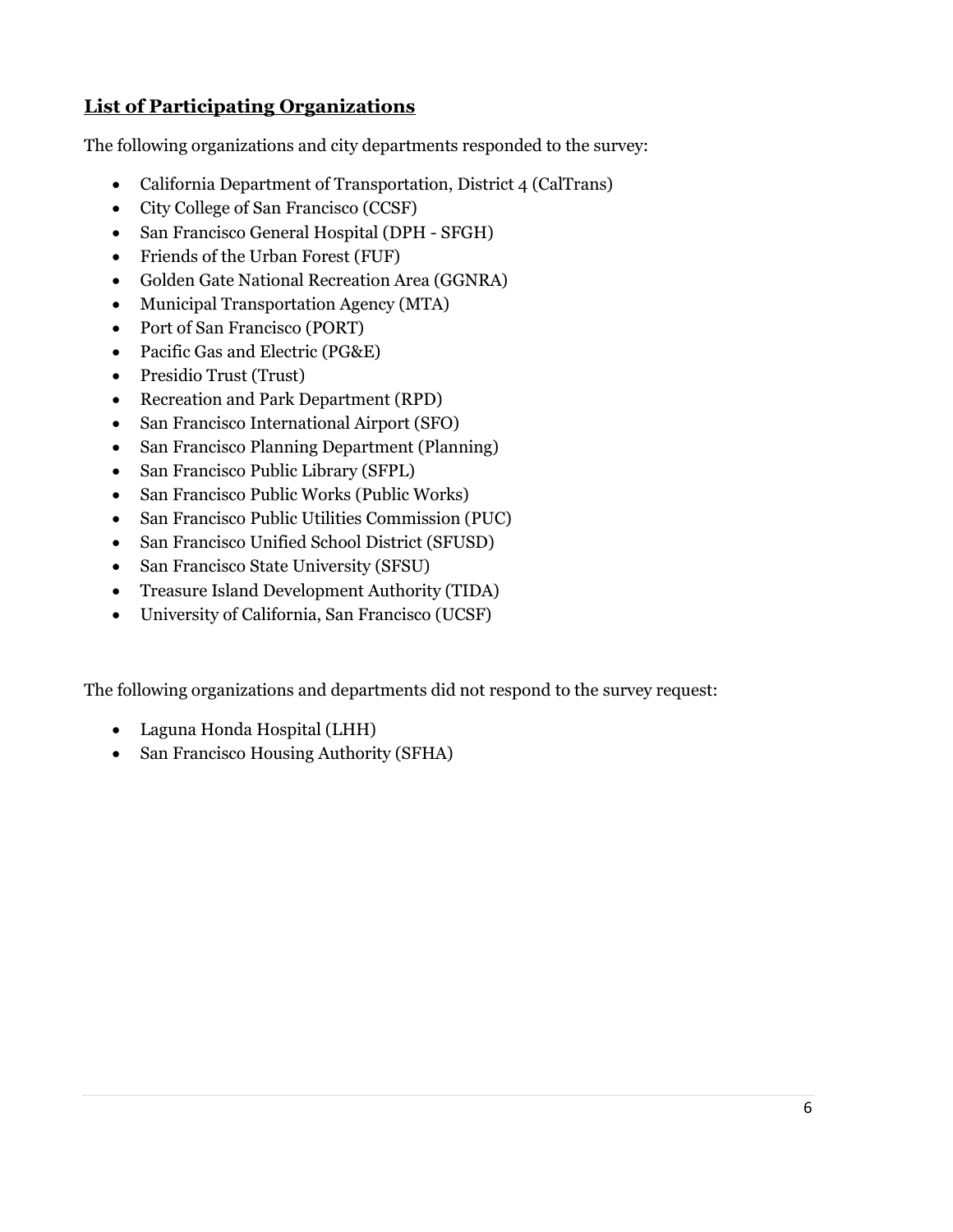## List of Participating Organizations

The following organizations and city departments responded to the survey:

- California Department of Transportation, District 4 (CalTrans)
- City College of San Francisco (CCSF)
- San Francisco General Hospital (DPH - SFGH)
- Friends of the Urban Forest (FUF)
- Golden Gate National Recreation Area (GGNRA)
- Municipal Transportation Agency (MTA)
- Port of San Francisco (PORT)
- Pacific Gas and Electric (PG&E)
- Presidio Trust (Trust)
- Recreation and Park Department (RPD)
- San Francisco International Airport (SFO)
- San Francisco Planning Department (Planning)
- San Francisco Public Library (SFPL)
- San Francisco Public Works (Public Works)
- San Francisco Public Utilities Commission (PUC)
- San Francisco Unified School District (SFUSD)
- San Francisco State University (SFSU)
- Treasure Island Development Authority (TIDA)
- University of California, San Francisco (UCSF)

The following organizations and departments did not respond to the survey request:

- Laguna Honda Hospital (LHH)
- San Francisco Housing Authority (SFHA)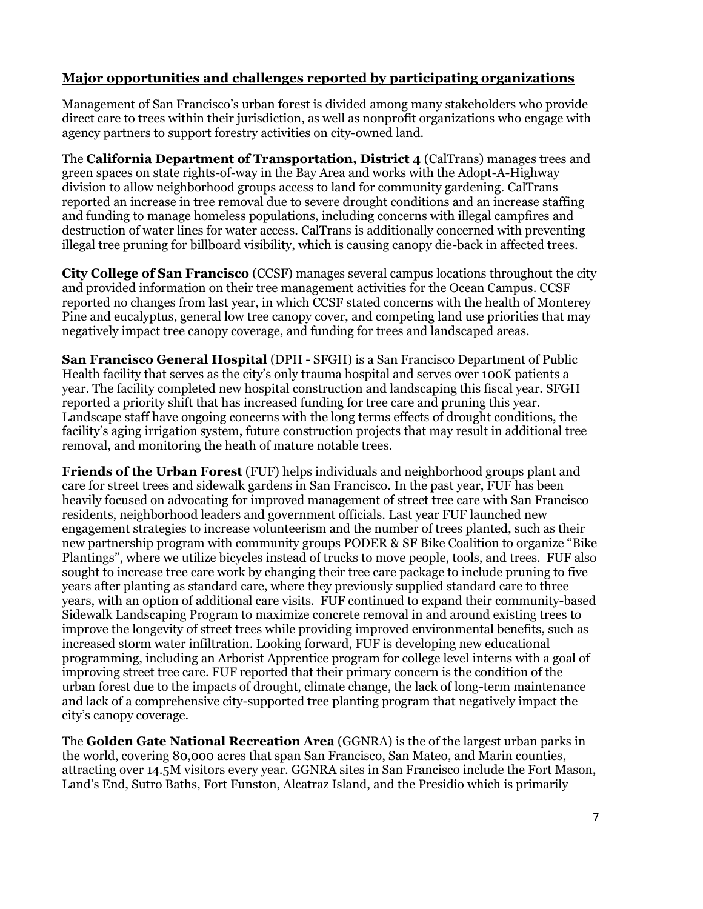## Major opportunities and challenges reported by participating organizations

Management of San Francisco's urban forest is divided among many stakeholders who provide direct care to trees within their jurisdiction, as well as nonprofit organizations who engage with agency partners to support forestry activities on city-owned land.

The **California Department of Transportation, District 4** (CalTrans) manages trees and green spaces on state rights-of-way in the Bay Area and works with the Adopt-A-Highway division to allow neighborhood groups access to land for community gardening. CalTrans reported an increase in tree removal due to severe drought conditions and an increase staffing and funding to manage homeless populations, including concerns with illegal campfires and destruction of water lines for water access. CalTrans is additionally concerned with preventing illegal tree pruning for billboard visibility, which is causing canopy die-back in affected trees.

**City College of San Francisco** (CCSF) manages several campus locations throughout the city and provided information on their tree management activities for the Ocean Campus. CCSF reported no changes from last year, in which CCSF stated concerns with the health of Monterey Pine and eucalyptus, general low tree canopy cover, and competing land use priorities that may negatively impact tree canopy coverage, and funding for trees and landscaped areas.

**San Francisco General Hospital** (DPH - SFGH) is a San Francisco Department of Public Health facility that serves as the city's only trauma hospital and serves over 100K patients a year. The facility completed new hospital construction and landscaping this fiscal year. SFGH reported a priority shift that has increased funding for tree care and pruning this year. Landscape staff have ongoing concerns with the long terms effects of drought conditions, the facility's aging irrigation system, future construction projects that may result in additional tree removal, and monitoring the heath of mature notable trees.

**Friends of the Urban Forest** (FUF) helps individuals and neighborhood groups plant and care for street trees and sidewalk gardens in San Francisco. In the past year, FUF has been heavily focused on advocating for improved management of street tree care with San Francisco residents, neighborhood leaders and government officials. Last year FUF launched new engagement strategies to increase volunteerism and the number of trees planted, such as their new partnership program with community groups PODER & SF Bike Coalition to organize "Bike Plantings", where we utilize bicycles instead of trucks to move people, tools, and trees. FUF also sought to increase tree care work by changing their tree care package to include pruning to five years after planting as standard care, where they previously supplied standard care to three years, with an option of additional care visits. FUF continued to expand their community-based Sidewalk Landscaping Program to maximize concrete removal in and around existing trees to improve the longevity of street trees while providing improved environmental benefits, such as increased storm water infiltration. Looking forward, FUF is developing new educational programming, including an Arborist Apprentice program for college level interns with a goal of improving street tree care. FUF reported that their primary concern is the condition of the urban forest due to the impacts of drought, climate change, the lack of long-term maintenance and lack of a comprehensive city-supported tree planting program that negatively impact the city's canopy coverage.

The **Golden Gate National Recreation Area** (GGNRA) is the of the largest urban parks in the world, covering 80,000 acres that span San Francisco, San Mateo, and Marin counties, attracting over 14.5M visitors every year. GGNRA sites in San Francisco include the Fort Mason, Land's End, Sutro Baths, Fort Funston, Alcatraz Island, and the Presidio which is primarily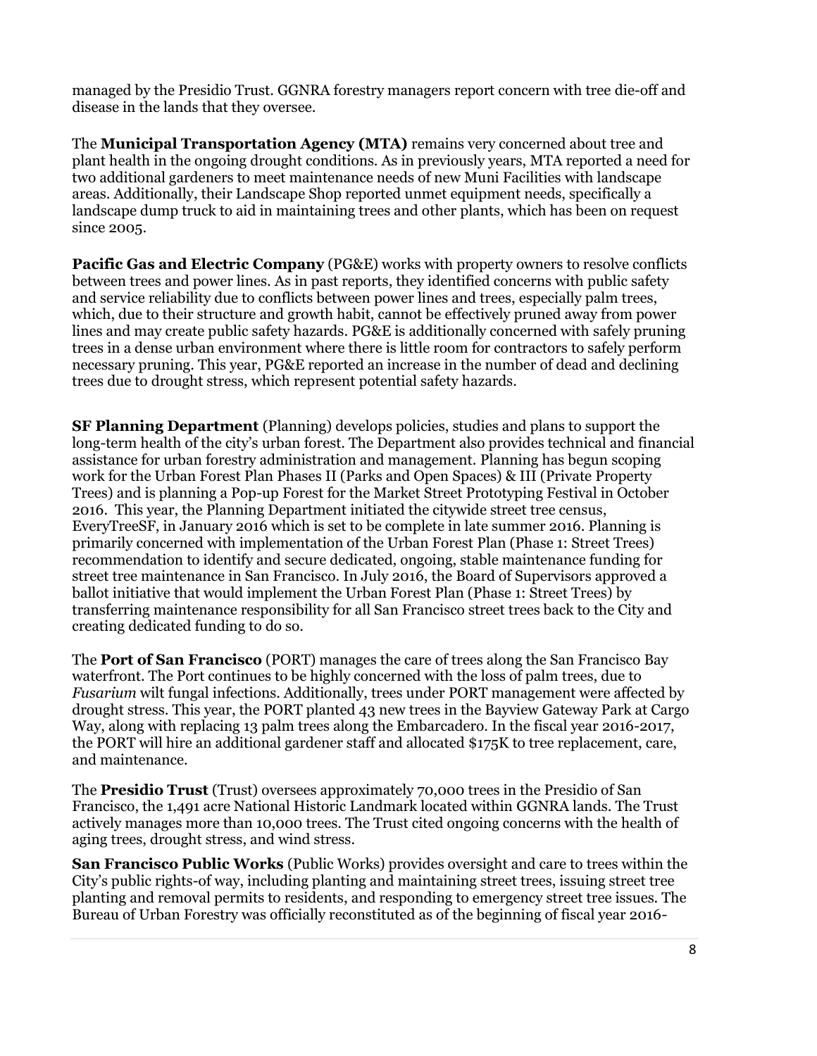managed by the Presidio Trust. GGNRA forestry managers report concern with tree die-off and disease in the lands that they oversee.

The **Municipal Transportation Agency (MTA)** remains very concerned about tree and plant health in the ongoing drought conditions. As in previously years, MTA reported a need for two additional gardeners to meet maintenance needs of new Muni Facilities with landscape areas. Additionally, their Landscape Shop reported unmet equipment needs, specifically a landscape dump truck to aid in maintaining trees and other plants, which has been on request since 2005.

**Pacific Gas and Electric Company** (PG&E) works with property owners to resolve conflicts between trees and power lines. As in past reports, they identified concerns with public safety and service reliability due to conflicts between power lines and trees, especially palm trees, which, due to their structure and growth habit, cannot be effectively pruned away from power lines and may create public safety hazards. PG&E is additionally concerned with safely pruning trees in a dense urban environment where there is little room for contractors to safely perform necessary pruning. This year, PG&E reported an increase in the number of dead and declining trees due to drought stress, which represent potential safety hazards.

**SF Planning Department** (Planning) develops policies, studies and plans to support the long-term health of the city's urban forest. The Department also provides technical and financial assistance for urban forestry administration and management. Planning has begun scoping work for the Urban Forest Plan Phases II (Parks and Open Spaces) & III (Private Property Trees) and is planning a Pop-up Forest for the Market Street Prototyping Festival in October 2016. This year, the Planning Department initiated the citywide street tree census, EveryTreeSF, in January 2016 which is set to be complete in late summer 2016. Planning is primarily concerned with implementation of the Urban Forest Plan (Phase 1: Street Trees) recommendation to identify and secure dedicated, ongoing, stable maintenance funding for street tree maintenance in San Francisco. In July 2016, the Board of Supervisors approved a ballot initiative that would implement the Urban Forest Plan (Phase 1: Street Trees) by transferring maintenance responsibility for all San Francisco street trees back to the City and creating dedicated funding to do so.

The **Port of San Francisco** (PORT) manages the care of trees along the San Francisco Bay waterfront. The Port continues to be highly concerned with the loss of palm trees, due to *Fusarium* wilt fungal infections. Additionally, trees under PORT management were affected by drought stress. This year, the PORT planted 43 new trees in the Bayview Gateway Park at Cargo Way, along with replacing 13 palm trees along the Embarcadero. In the fiscal year 2016-2017, the PORT will hire an additional gardener staff and allocated $175K to tree replacement, care, and maintenance.

The **Presidio Trust** (Trust) oversees approximately 70,000 trees in the Presidio of San Francisco, the 1,491 acre National Historic Landmark located within GGNRA lands. The Trust actively manages more than 10,000 trees. The Trust cited ongoing concerns with the health of aging trees, drought stress, and wind stress.

**San Francisco Public Works** (Public Works) provides oversight and care to trees within the City's public rights-of way, including planting and maintaining street trees, issuing street tree planting and removal permits to residents, and responding to emergency street tree issues. The Bureau of Urban Forestry was officially reconstituted as of the beginning of fiscal year 2016-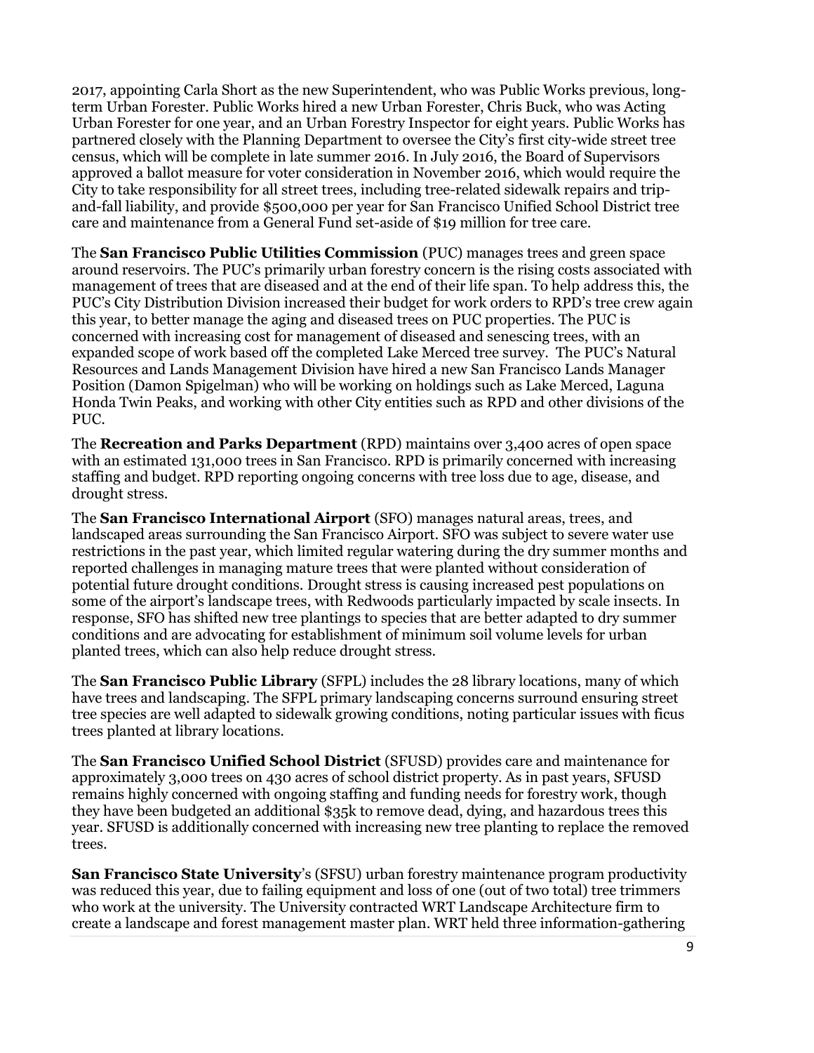2017, appointing Carla Short as the new Superintendent, who was Public Works previous, long-term Urban Forester. Public Works hired a new Urban Forester, Chris Buck, who was Acting Urban Forester for one year, and an Urban Forestry Inspector for eight years. Public Works has partnered closely with the Planning Department to oversee the City's first city-wide street tree census, which will be complete in late summer 2016. In July 2016, the Board of Supervisors approved a ballot measure for voter consideration in November 2016, which would require the City to take responsibility for all street trees, including tree-related sidewalk repairs and trip-and-fall liability, and provide $500,000 per year for San Francisco Unified School District tree care and maintenance from a General Fund set-aside of $19 million for tree care.

The **San Francisco Public Utilities Commission** (PUC) manages trees and green space around reservoirs. The PUC's primarily urban forestry concern is the rising costs associated with management of trees that are diseased and at the end of their life span. To help address this, the PUC's City Distribution Division increased their budget for work orders to RPD's tree crew again this year, to better manage the aging and diseased trees on PUC properties. The PUC is concerned with increasing cost for management of diseased and senescing trees, with an expanded scope of work based off the completed Lake Merced tree survey. The PUC's Natural Resources and Lands Management Division have hired a new San Francisco Lands Manager Position (Damon Spigelman) who will be working on holdings such as Lake Merced, Laguna Honda Twin Peaks, and working with other City entities such as RPD and other divisions of the PUC.

The **Recreation and Parks Department** (RPD) maintains over 3,400 acres of open space with an estimated 131,000 trees in San Francisco. RPD is primarily concerned with increasing staffing and budget. RPD reporting ongoing concerns with tree loss due to age, disease, and drought stress.

The **San Francisco International Airport** (SFO) manages natural areas, trees, and landscaped areas surrounding the San Francisco Airport. SFO was subject to severe water use restrictions in the past year, which limited regular watering during the dry summer months and reported challenges in managing mature trees that were planted without consideration of potential future drought conditions. Drought stress is causing increased pest populations on some of the airport's landscape trees, with Redwoods particularly impacted by scale insects. In response, SFO has shifted new tree plantings to species that are better adapted to dry summer conditions and are advocating for establishment of minimum soil volume levels for urban planted trees, which can also help reduce drought stress.

The **San Francisco Public Library** (SFPL) includes the 28 library locations, many of which have trees and landscaping. The SFPL primary landscaping concerns surround ensuring street tree species are well adapted to sidewalk growing conditions, noting particular issues with ficus trees planted at library locations.

The **San Francisco Unified School District** (SFUSD) provides care and maintenance for approximately 3,000 trees on 430 acres of school district property. As in past years, SFUSD remains highly concerned with ongoing staffing and funding needs for forestry work, though they have been budgeted an additional $35k to remove dead, dying, and hazardous trees this year. SFUSD is additionally concerned with increasing new tree planting to replace the removed trees.

**San Francisco State University**'s (SFSU) urban forestry maintenance program productivity was reduced this year, due to failing equipment and loss of one (out of two total) tree trimmers who work at the university. The University contracted WRT Landscape Architecture firm to create a landscape and forest management master plan. WRT held three information-gathering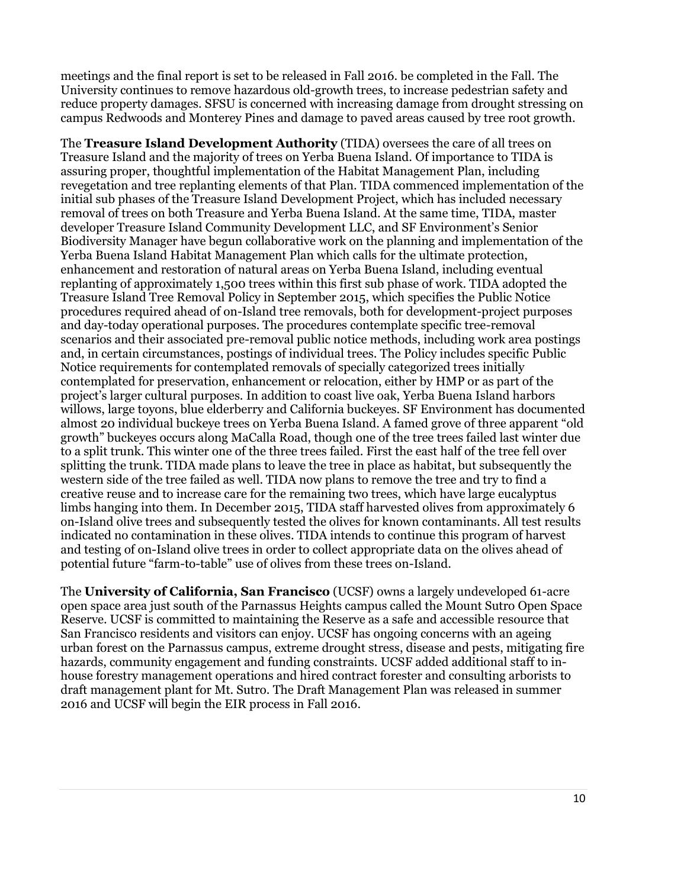meetings and the final report is set to be released in Fall 2016. be completed in the Fall. The University continues to remove hazardous old-growth trees, to increase pedestrian safety and reduce property damages. SFSU is concerned with increasing damage from drought stressing on campus Redwoods and Monterey Pines and damage to paved areas caused by tree root growth.

The **Treasure Island Development Authority** (TIDA) oversees the care of all trees on Treasure Island and the majority of trees on Yerba Buena Island. Of importance to TIDA is assuring proper, thoughtful implementation of the Habitat Management Plan, including revegetation and tree replanting elements of that Plan. TIDA commenced implementation of the initial sub phases of the Treasure Island Development Project, which has included necessary removal of trees on both Treasure and Yerba Buena Island. At the same time, TIDA, master developer Treasure Island Community Development LLC, and SF Environment's Senior Biodiversity Manager have begun collaborative work on the planning and implementation of the Yerba Buena Island Habitat Management Plan which calls for the ultimate protection, enhancement and restoration of natural areas on Yerba Buena Island, including eventual replanting of approximately 1,500 trees within this first sub phase of work. TIDA adopted the Treasure Island Tree Removal Policy in September 2015, which specifies the Public Notice procedures required ahead of on-Island tree removals, both for development-project purposes and day-today operational purposes. The procedures contemplate specific tree-removal scenarios and their associated pre-removal public notice methods, including work area postings and, in certain circumstances, postings of individual trees. The Policy includes specific Public Notice requirements for contemplated removals of specially categorized trees initially contemplated for preservation, enhancement or relocation, either by HMP or as part of the project's larger cultural purposes. In addition to coast live oak, Yerba Buena Island harbors willows, large toyons, blue elderberry and California buckeyes. SF Environment has documented almost 20 individual buckeye trees on Yerba Buena Island. A famed grove of three apparent "old growth" buckeyes occurs along MaCalla Road, though one of the tree trees failed last winter due to a split trunk. This winter one of the three trees failed. First the east half of the tree fell over splitting the trunk. TIDA made plans to leave the tree in place as habitat, but subsequently the western side of the tree failed as well. TIDA now plans to remove the tree and try to find a creative reuse and to increase care for the remaining two trees, which have large eucalyptus limbs hanging into them. In December 2015, TIDA staff harvested olives from approximately 6 on-Island olive trees and subsequently tested the olives for known contaminants. All test results indicated no contamination in these olives. TIDA intends to continue this program of harvest and testing of on-Island olive trees in order to collect appropriate data on the olives ahead of potential future "farm-to-table" use of olives from these trees on-Island.

The **University of California, San Francisco** (UCSF) owns a largely undeveloped 61-acre open space area just south of the Parnassus Heights campus called the Mount Sutro Open Space Reserve. UCSF is committed to maintaining the Reserve as a safe and accessible resource that San Francisco residents and visitors can enjoy. UCSF has ongoing concerns with an ageing urban forest on the Parnassus campus, extreme drought stress, disease and pests, mitigating fire hazards, community engagement and funding constraints. UCSF added additional staff to in-house forestry management operations and hired contract forester and consulting arborists to draft management plant for Mt. Sutro. The Draft Management Plan was released in summer 2016 and UCSF will begin the EIR process in Fall 2016.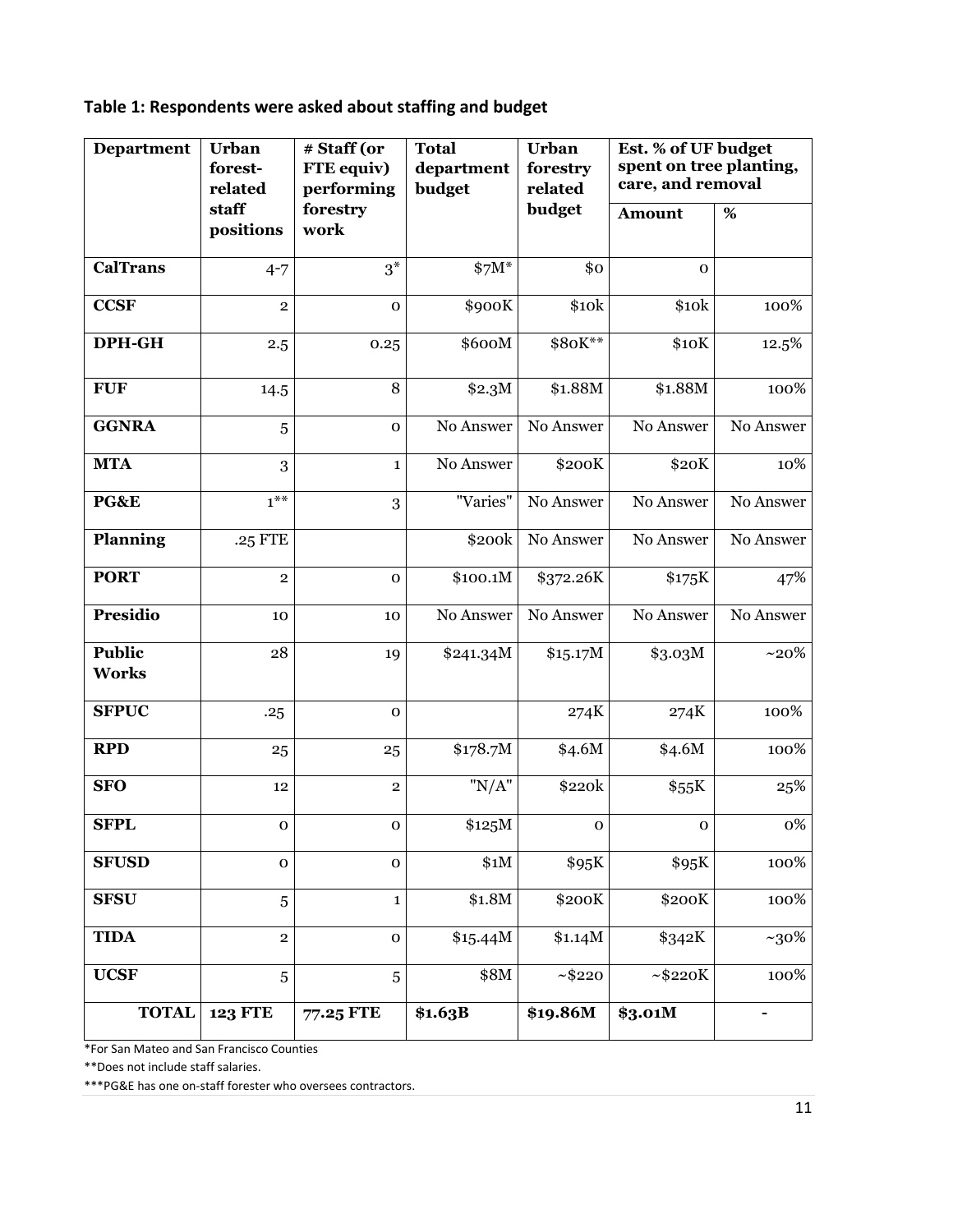**Table 1: Respondents were asked about staffing and budget**

| Department | Urban forest-related staff positions | # Staff (or FTE equiv) performing forestry work | Total department budget | Urban forestry related budget | Est. % of UF budget spent on tree planting, care, and removal | |
|---|---|---|---|---|---|---|
| | | | | | Amount | % |
| **CalTrans** | 4-7 | 3* | $7M* | $0 | 0 | |
| **CCSF** | 2 | 0 | $900K | $10k | $10k | 100% |
| **DPH-GH** | 2.5 | 0.25 | $600M | $80K** | $10K | 12.5% |
| **FUF** | 14.5 | 8 | $2.3M | $1.88M | $1.88M | 100% |
| **GGNRA** | 5 | 0 | No Answer | No Answer | No Answer | No Answer |
| **MTA** | 3 | 1 | No Answer | $200K | $20K | 10% |
| **PG&E** | 1** | 3 | "Varies" | No Answer | No Answer | No Answer |
| **Planning** | .25 FTE | | $200k | No Answer | No Answer | No Answer |
| **PORT** | 2 | 0 | $100.1M | $372.26K | $175K | 47% |
| **Presidio** | 10 | 10 | No Answer | No Answer | No Answer | No Answer |
| **Public Works** | 28 | 19 | $241.34M | $15.17M | $3.03M | ~20% |
| **SFPUC** | .25 | 0 | | 274K | 274K | 100% |
| **RPD** | 25 | 25 | $178.7M | $4.6M | $4.6M | 100% |
| **SFO** | 12 | 2 | "N/A" | $220k | $55K | 25% |
| **SFPL** | 0 | 0 | $125M | 0 | 0 | 0% |
| **SFUSD** | 0 | 0 | $1M | $95K | $95K | 100% |
| **SFSU** | 5 | 1 | $1.8M | $200K | $200K | 100% |
| **TIDA** | 2 | 0 | $15.44M | $1.14M | $342K | ~30% |
| **UCSF** | 5 | 5 | $8M | ~$220 | ~$220K | 100% |
| **TOTAL** | **123 FTE** | **77.25 FTE** | **$1.63B** | **$19.86M** | **$3.01M** | - |

*For San Mateo and San Francisco Counties

**Does not include staff salaries.

***PG&E has one on-staff forester who oversees contractors.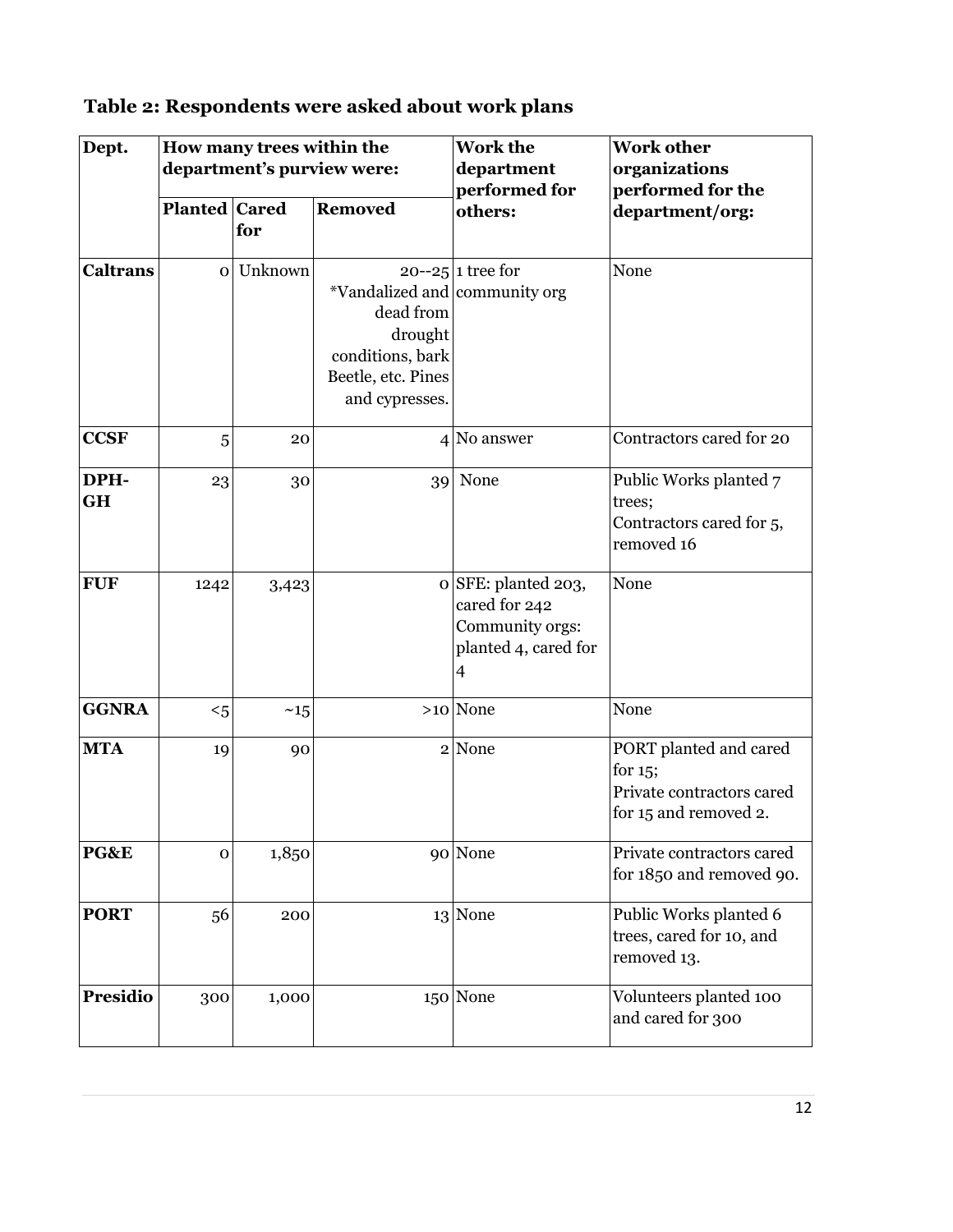**Table 2: Respondents were asked about work plans**

| Dept. | How many trees within the department's purview were: | | | Work the department performed for others: | Work other organizations performed for the department/org: |
|---|---|---|---|---|---|
| | Planted | Cared for | Removed | | |
| **Caltrans** | 0 | Unknown | 20--25 *Vandalized and dead from drought conditions, bark Beetle, etc. Pines and cypresses. | 1 tree for community org | None |
| **CCSF** | 5 | 20 | 4 | No answer | Contractors cared for 20 |
| **DPH-GH** | 23 | 30 | 39 | None | Public Works planted 7 trees; Contractors cared for 5, removed 16 |
| **FUF** | 1242 | 3,423 | 0 | SFE: planted 203, cared for 242 Community orgs: planted 4, cared for 4 | None |
| **GGNRA** | <5 | ~15 | >10 | None | None |
| **MTA** | 19 | 90 | 2 | None | PORT planted and cared for 15; Private contractors cared for 15 and removed 2. |
| **PG&E** | 0 | 1,850 | 90 | None | Private contractors cared for 1850 and removed 90. |
| **PORT** | 56 | 200 | 13 | None | Public Works planted 6 trees, cared for 10, and removed 13. |
| **Presidio** | 300 | 1,000 | 150 | None | Volunteers planted 100 and cared for 300 |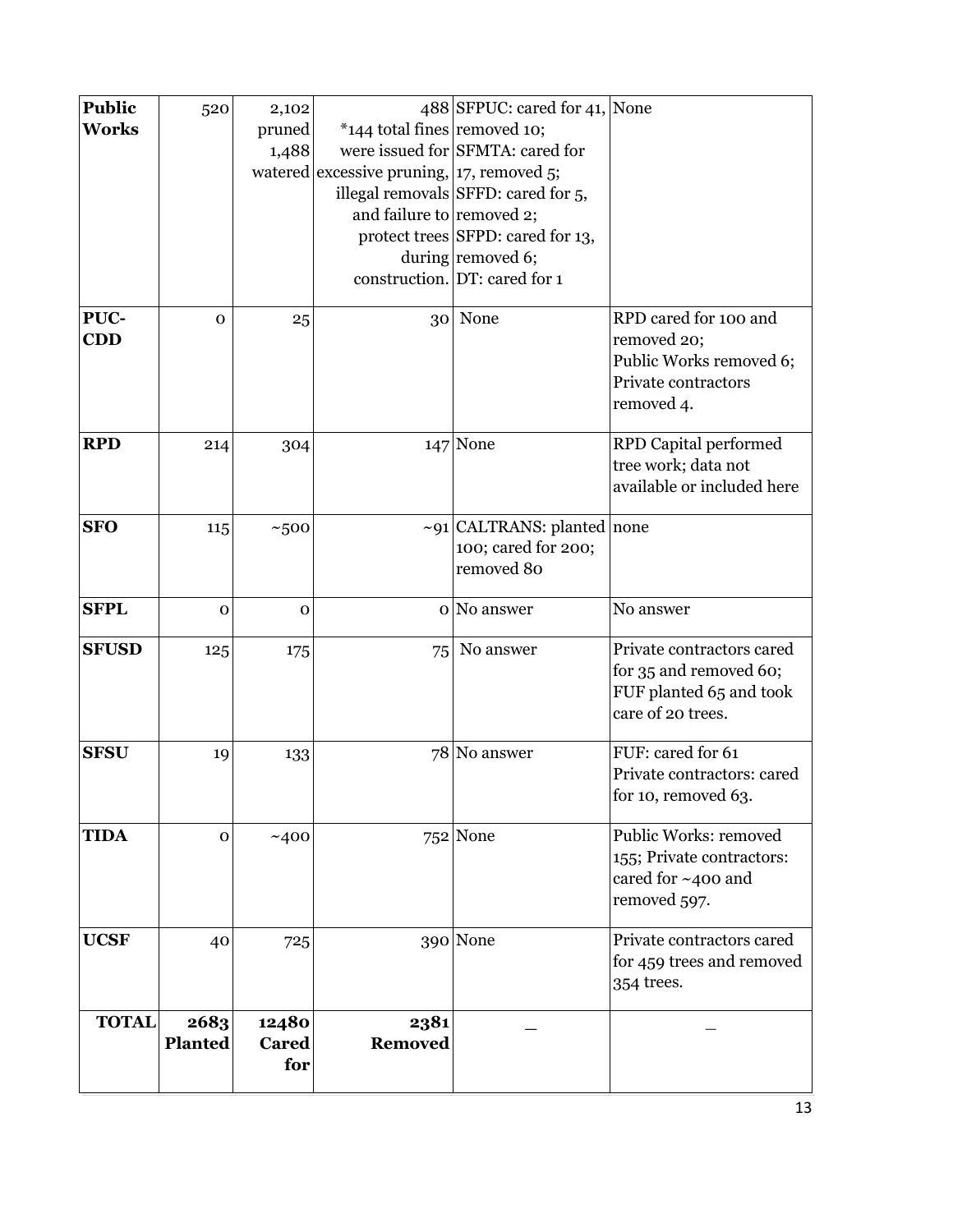| **Public Works** | 520 | 2,102 pruned 1,488 watered | 488 *144 total fines were issued for excessive pruning, illegal removals and failure to protect trees during construction. | SFPUC: cared for 41, removed 10; SFMTA: cared for 17, removed 5; SFFD: cared for 5, removed 2; SFPD: cared for 13, removed 6; DT: cared for 1 | None |
|---|---|---|---|---|---|
| **PUC-CDD** | 0 | 25 | 30 | None | RPD cared for 100 and removed 20; Public Works removed 6; Private contractors removed 4. |
| **RPD** | 214 | 304 | 147 | None | RPD Capital performed tree work; data not available or included here |
| **SFO** | 115 | ~500 | ~91 | CALTRANS: planted 100; cared for 200; removed 80 | none |
| **SFPL** | 0 | 0 | 0 | No answer | No answer |
| **SFUSD** | 125 | 175 | 75 | No answer | Private contractors cared for 35 and removed 60; FUF planted 65 and took care of 20 trees. |
| **SFSU** | 19 | 133 | 78 | No answer | FUF: cared for 61 Private contractors: cared for 10, removed 63. |
| **TIDA** | 0 | ~400 | 752 | None | Public Works: removed 155; Private contractors: cared for ~400 and removed 597. |
| **UCSF** | 40 | 725 | 390 | None | Private contractors cared for 459 trees and removed 354 trees. |
| **TOTAL** | **2683 Planted** | **12480 Cared for** | **2381 Removed** | _ | _ |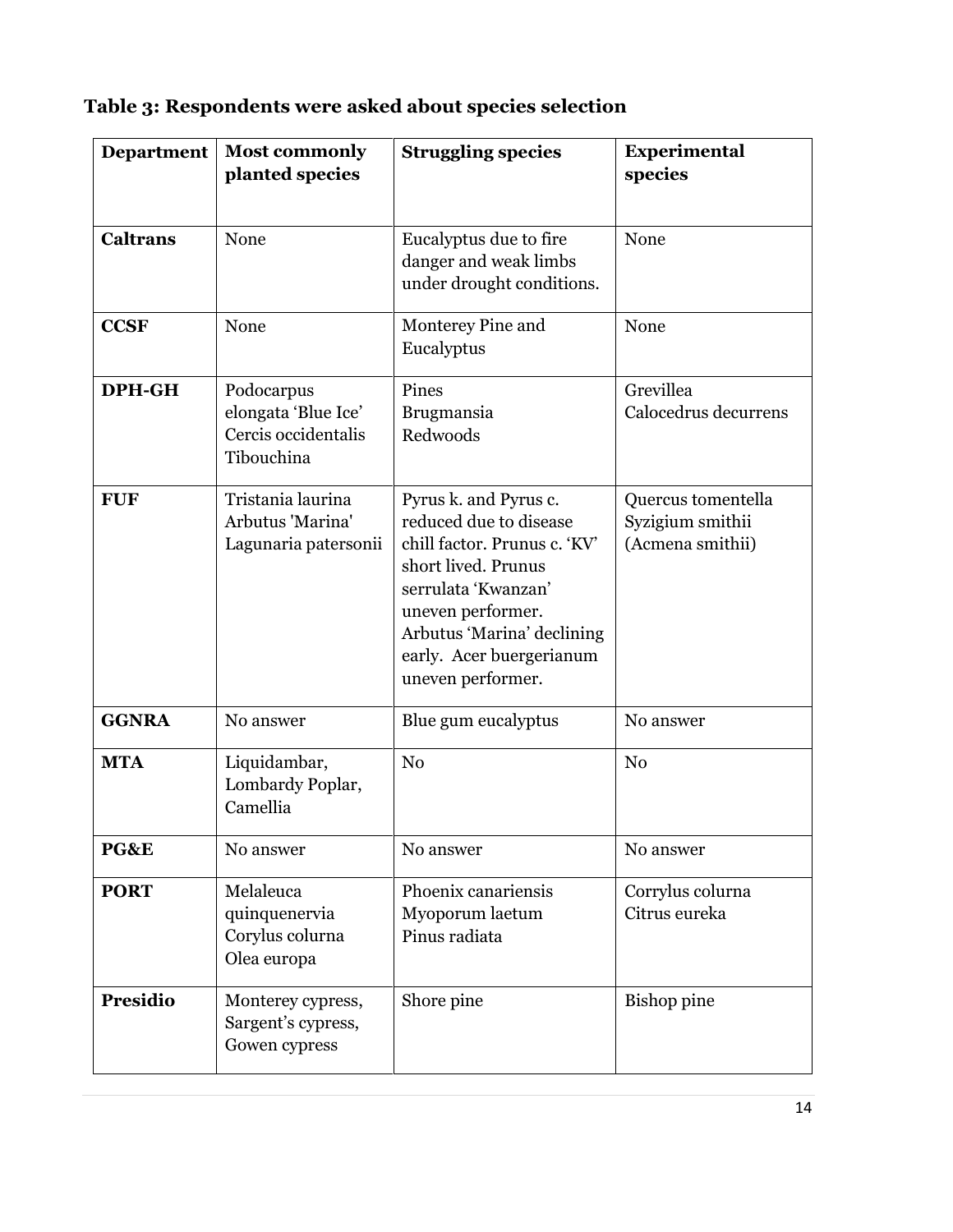**Table 3: Respondents were asked about species selection**

| Department | Most commonly planted species | Struggling species | Experimental species |
|---|---|---|---|
| **Caltrans** | None | Eucalyptus due to fire danger and weak limbs under drought conditions. | None |
| **CCSF** | None | Monterey Pine and Eucalyptus | None |
| **DPH-GH** | Podocarpus elongata 'Blue Ice' Cercis occidentalis Tibouchina | Pines Brugmansia Redwoods | Grevillea Calocedrus decurrens |
| **FUF** | Tristania laurina Arbutus 'Marina' Lagunaria patersonii | Pyrus k. and Pyrus c. reduced due to disease chill factor. Prunus c. 'KV' short lived. Prunus serrulata 'Kwanzan' uneven performer. Arbutus 'Marina' declining early. Acer buergerianum uneven performer. | Quercus tomentella Syzigium smithii (Acmena smithii) |
| **GGNRA** | No answer | Blue gum eucalyptus | No answer |
| **MTA** | Liquidambar, Lombardy Poplar, Camellia | No | No |
| **PG&E** | No answer | No answer | No answer |
| **PORT** | Melaleuca quinquenervia Corylus colurna Olea europa | Phoenix canariensis Myoporum laetum Pinus radiata | Corrylus colurna Citrus eureka |
| **Presidio** | Monterey cypress, Sargent's cypress, Gowen cypress | Shore pine | Bishop pine |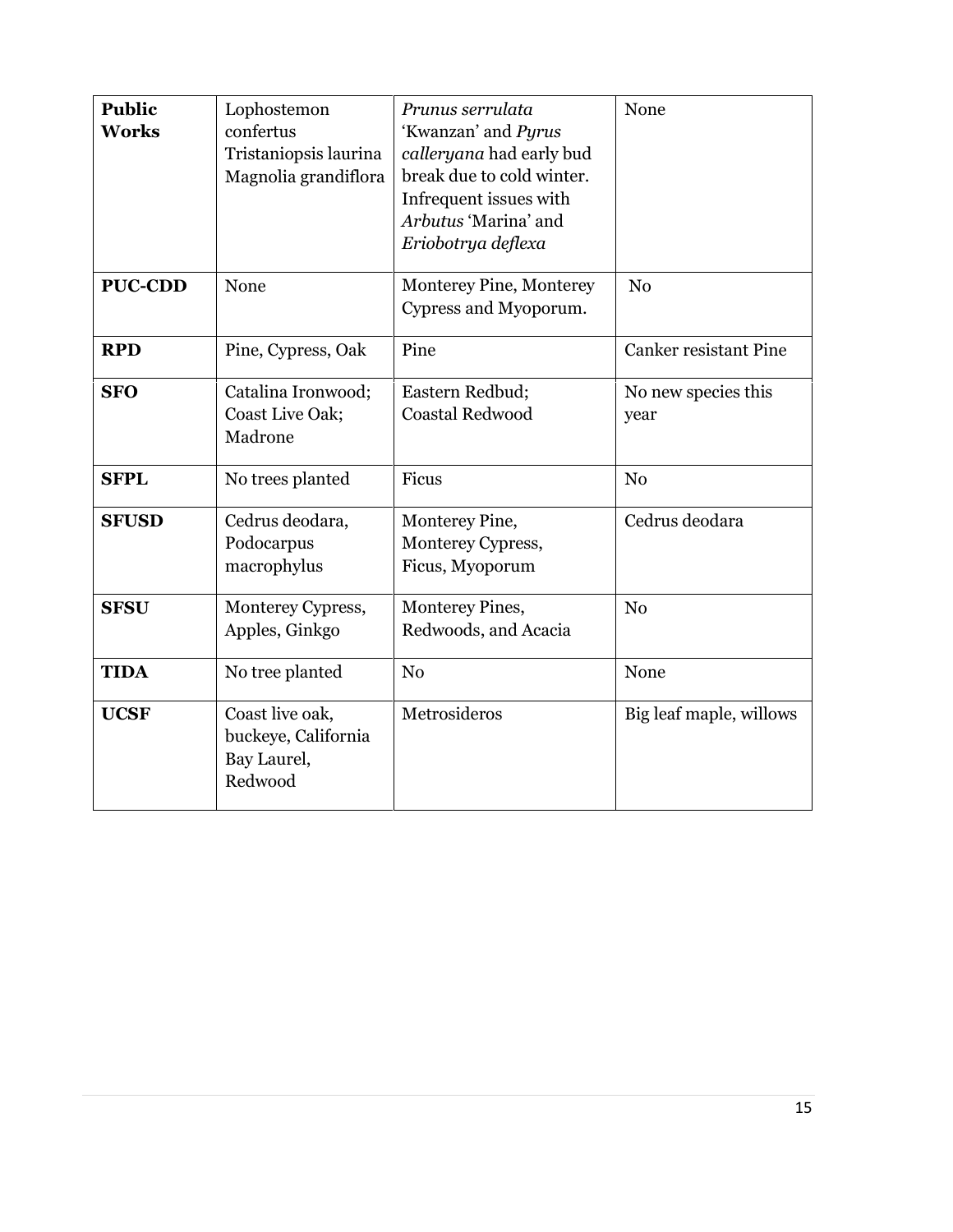| | | | |
|---|---|---|---|
| **Public Works** | Lophostemon confertus Tristaniopsis laurina Magnolia grandiflora | *Prunus serrulata* 'Kwanzan' and *Pyrus calleryana* had early bud break due to cold winter. Infrequent issues with *Arbutus* 'Marina' and *Eriobotrya deflexa* | None |
| **PUC-CDD** | None | Monterey Pine, Monterey Cypress and Myoporum. | No |
| **RPD** | Pine, Cypress, Oak | Pine | Canker resistant Pine |
| **SFO** | Catalina Ironwood; Coast Live Oak; Madrone | Eastern Redbud; Coastal Redwood | No new species this year |
| **SFPL** | No trees planted | Ficus | No |
| **SFUSD** | Cedrus deodara, Podocarpus macrophylus | Monterey Pine, Monterey Cypress, Ficus, Myoporum | Cedrus deodara |
| **SFSU** | Monterey Cypress, Apples, Ginkgo | Monterey Pines, Redwoods, and Acacia | No |
| **TIDA** | No tree planted | No | None |
| **UCSF** | Coast live oak, buckeye, California Bay Laurel, Redwood | Metrosideros | Big leaf maple, willows |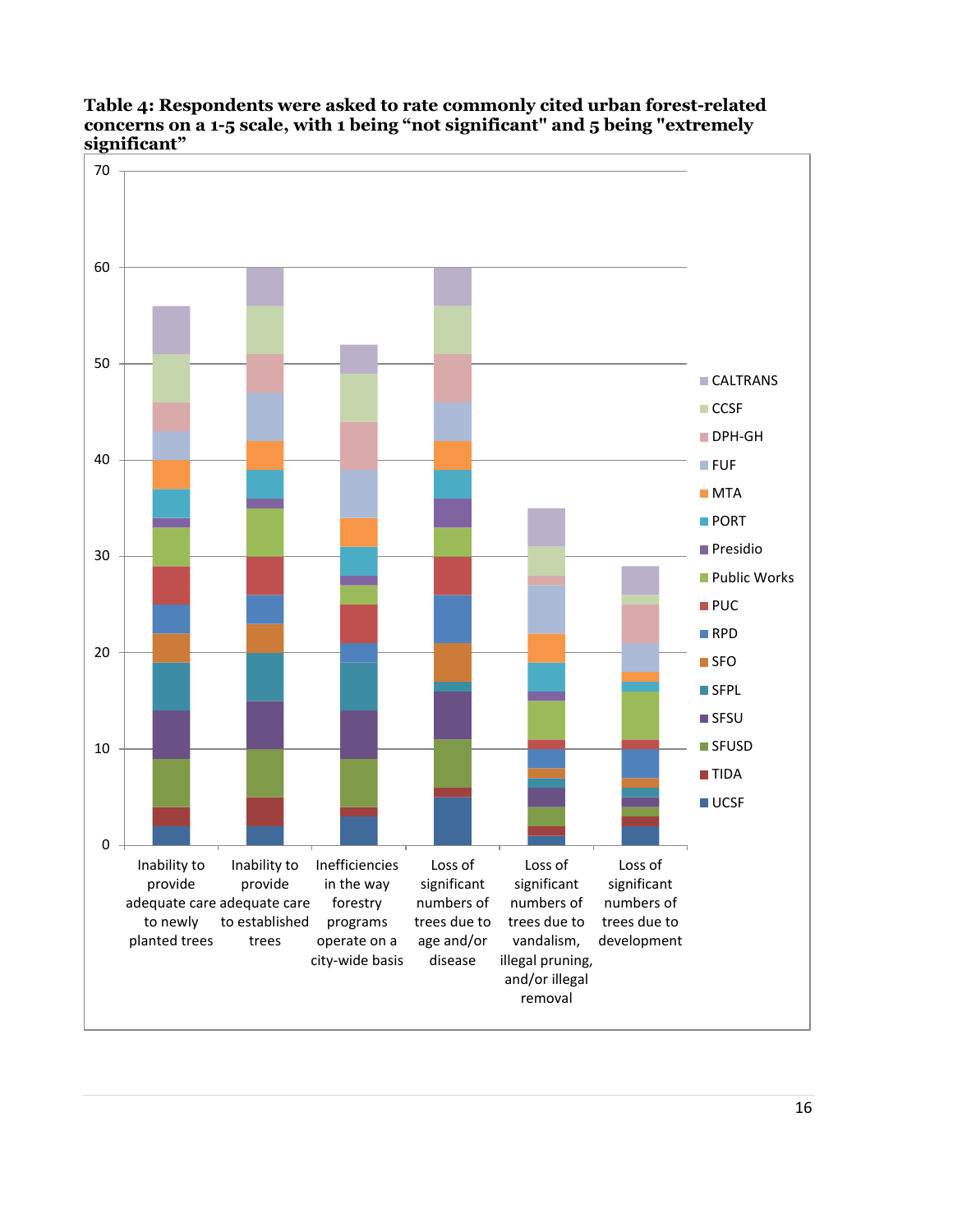**Table 4: Respondents were asked to rate commonly cited urban forest-related concerns on a 1-5 scale, with 1 being "not significant" and 5 being "extremely significant"**

| Agency | Inability to provide adequate care to newly planted trees | Inability to provide adequate care to established trees | Inefficiencies in the way forestry programs operate on a city-wide basis | Loss of significant numbers of trees due to age and/or disease | Loss of significant numbers of trees due to vandalism, illegal pruning, and/or illegal removal | Loss of significant numbers of trees due to development |
|---|---|---|---|---|---|---|
| UCSF | 2 | 2 | 3 | 5 | 1 | 2 |
| TIDA | 2 | 3 | 1 | 1 | 1 | 1 |
| SFUSD | 5 | 5 | 5 | 5 | 2 | 1 |
| SFSU | 5 | 5 | 5 | 5 | 2 | 1 |
| SFPL | 5 | 5 | 5 | 1 | 1 | 1 |
| SFO | 3 | 3 | 0 | 4 | 1 | 1 |
| RPD | 3 | 3 | 2 | 5 | 2 | 3 |
| PUC | 4 | 4 | 4 | 4 | 1 | 1 |
| Public Works | 4 | 5 | 2 | 3 | 4 | 5 |
| Presidio | 1 | 1 | 1 | 3 | 1 | 0 |
| PORT | 3 | 3 | 3 | 3 | 3 | 1 |
| MTA | 3 | 3 | 3 | 3 | 3 | 1 |
| FUF | 3 | 5 | 5 | 4 | 5 | 3 |
| DPH-GH | 3 | 4 | 5 | 5 | 1 | 4 |
| CCSF | 5 | 5 | 5 | 5 | 3 | 1 |
| CALTRANS | 5 | 4 | 3 | 4 | 4 | 3 |
| **Total** | 56 | 60 | 52 | 60 | 35 | 29 |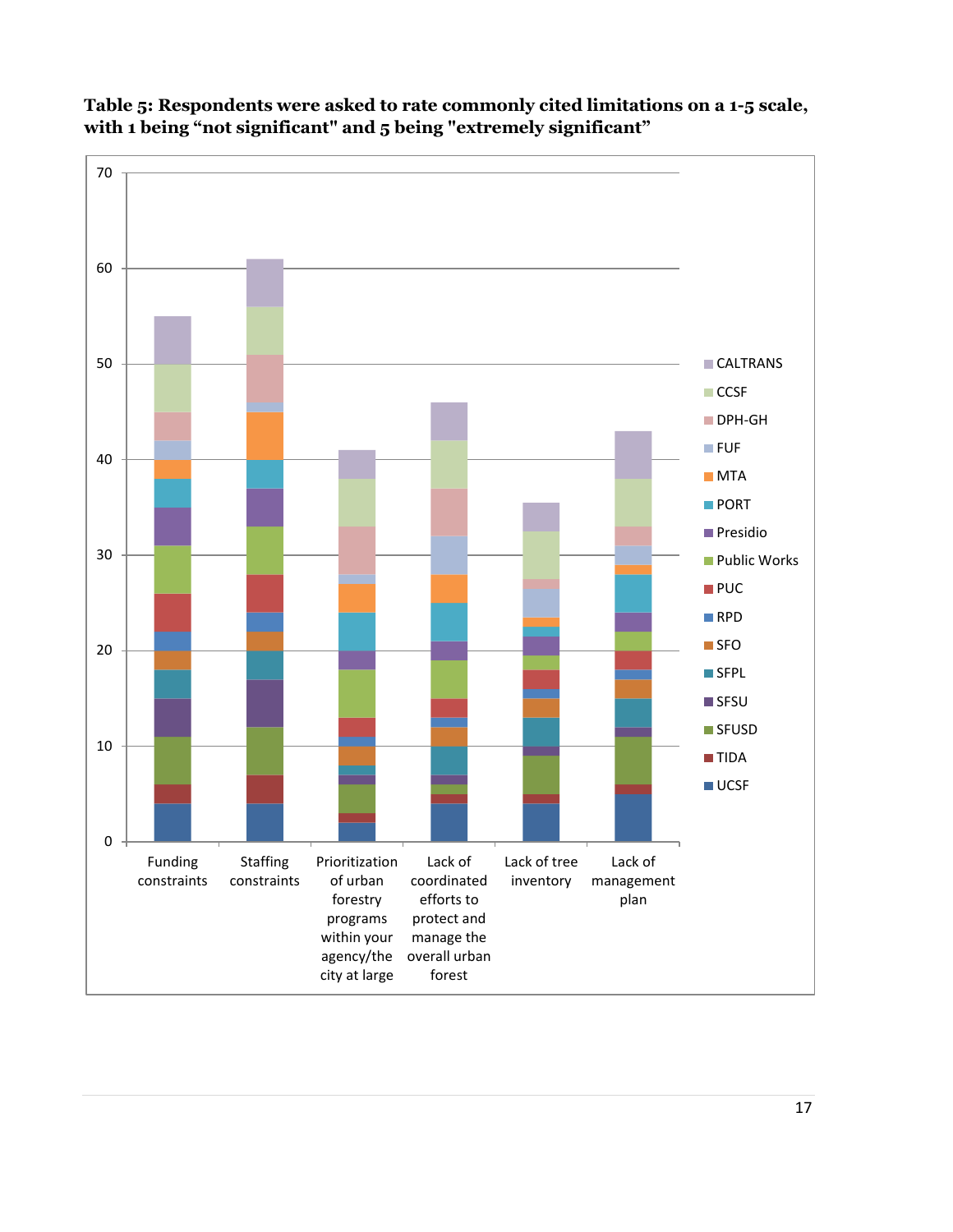**Table 5: Respondents were asked to rate commonly cited limitations on a 1-5 scale, with 1 being "not significant" and 5 being "extremely significant"**

70

60

50

40

30

20

10

0

Funding constraints

Staffing constraints

Prioritization of urban forestry programs within your agency/the city at large

Lack of coordinated efforts to protect and manage the overall urban forest

Lack of tree inventory

Lack of management plan

CALTRANS

CCSF

DPH-GH

FUF

MTA

PORT

Presidio

Public Works

PUC

RPD

SFO

SFPL

SFSU

SFUSD

TIDA

UCSF